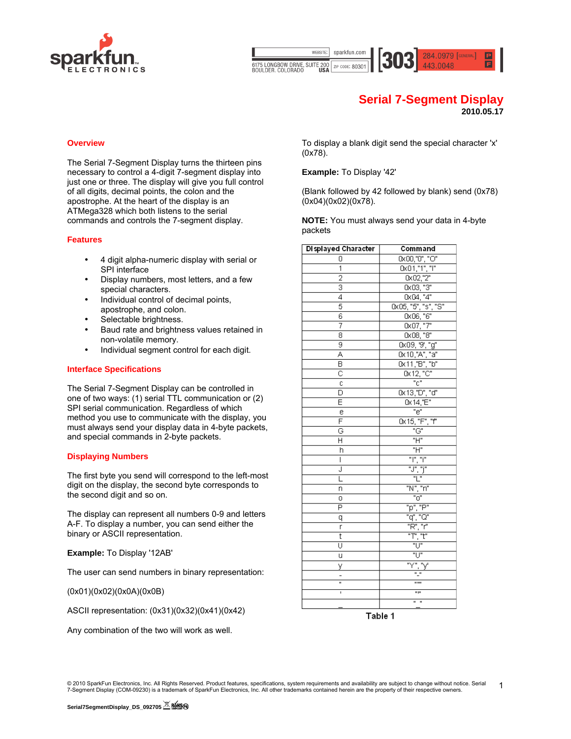# Serial 7-Segment Display

**2010.05.17**

## Overview

The Serial 7-Segment Display turns the thirteen pins necessary to control a 4-digit 7-segment display into just one or three. The display will give you full control of all digits, decimal points, the colon and the apostrophe. At the heart of the display is an ATMega328 which both listens to the serial commands and controls the 7-segment display.

## Features

- 4 digit alpha-numeric display with serial or SPI interface
- Display numbers, most letters, and a few special characters.
- Individual control of decimal points, apostrophe, and colon.
- Selectable brightness.
- Baud rate and brightness values retained in non-volatile memory.
- Individual segment control for each digit.

## Interface Specifications

The Serial 7-Segment Display can be controlled in one of two ways: (1) serial TTL communication or (2) SPI serial communication. Regardless of which method you use to communicate with the display, you must always send your display data in 4-byte packets, and special commands in 2-byte packets.

## Displaying Numbers

The first byte you send will correspond to the left-most digit on the display, the second byte corresponds to the second digit and so on.

The display can represent all numbers 0-9 and letters A-F. To display a number, you can send either the binary or ASCII representation.

**Example:** To Display '12AB'

The user can send numbers in binary representation:

(0x01)(0x02)(0x0A)(0x0B)

ASCII representation: (0x31)(0x32)(0x41)(0x42)

Any combination of the two will work as well.

To display a blank digit send the special character 'x' (0x78).

**Example:** To Display '42'

(Blank followed by 42 followed by blank) send (0x78)(0x04)(0x02)(0x78).

**NOTE:** You must always send your data in 4-byte packets

| Displayed Character | Command |
|---|---|
| 0 | 0x00,"0", "O" |
| 1 | 0x01,"1", "l" |
| 2 | 0x02,"2" |
| 3 | 0x03, "3" |
| 4 | 0x04, "4" |
| 5 | 0x05, "5", "s", "S" |
| 6 | 0x06, "6" |
| 7 | 0x07, "7" |
| 8 | 0x08, "8" |
| 9 | 0x09, '9', "g" |
| A | 0x10,"A", "a" |
| B | 0x11,"B", "b" |
| C | 0x12, "C" |
| c | "c" |
| D | 0x13,"D", "d" |
| E | 0x14,"E" |
| e | "e" |
| F | 0x15, "F", "f" |
| G | "G" |
| H | "H" |
| h | "H" |
| I | "I", "i" |
| J | "J", "j" |
| L | "L" |
| n | "N", "n" |
| o | "o" |
| P | "p", "P" |
| q | "q", "Q" |
| r | "R", "r" |
| t | "T", "t" |
| U | "U" |
| u | "U" |
| y | "Y", "y" |
| - | "-" |
| " | """" |
| ' | "'" |
| _ | "_" |

Table 1

© 2010 SparkFun Electronics, Inc. All Rights Reserved. Product features, specifications, system requirements and availability are subject to change without notice. Serial 7-Segment Display (COM-09230) is a trademark of SparkFun Electronics, Inc. All other trademarks contained herein are the property of their respective owners.

Serial7SegmentDisplay_DS_092705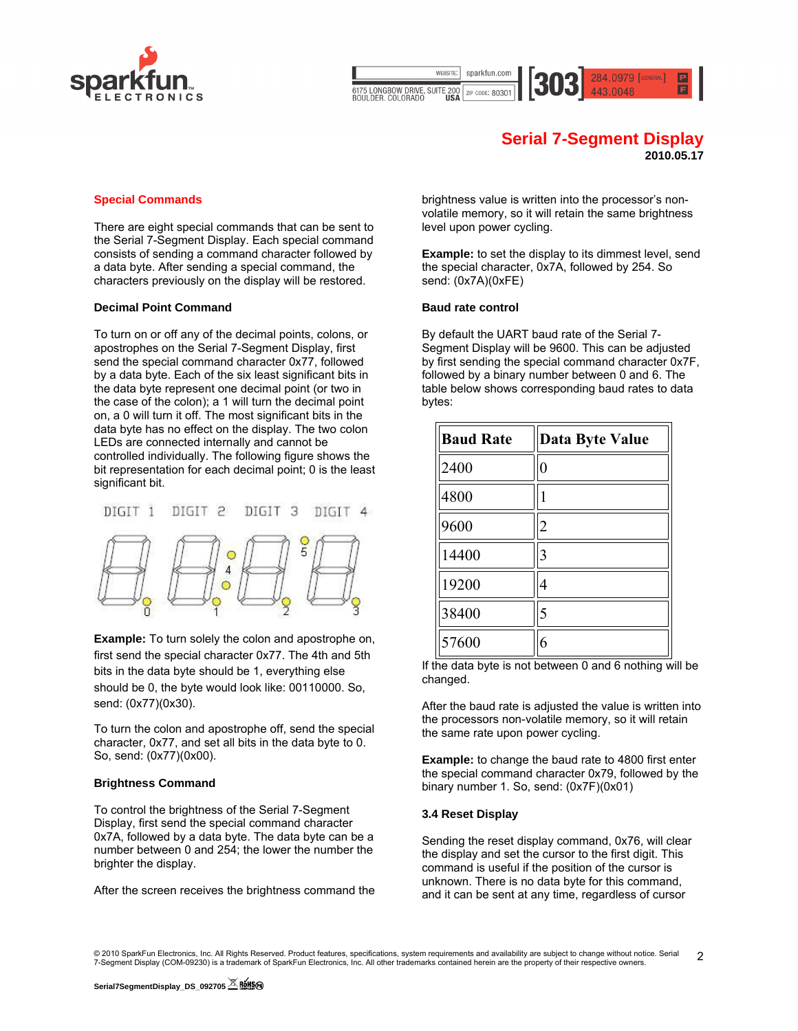# Serial 7-Segment Display

**2010.05.17**

## Special Commands

There are eight special commands that can be sent to the Serial 7-Segment Display. Each special command consists of sending a command character followed by a data byte. After sending a special command, the characters previously on the display will be restored.

### Decimal Point Command

To turn on or off any of the decimal points, colons, or apostrophes on the Serial 7-Segment Display, first send the special command character 0x77, followed by a data byte. Each of the six least significant bits in the data byte represent one decimal point (or two in the case of the colon); a 1 will turn the decimal point on, a 0 will turn it off. The most significant bits in the data byte has no effect on the display. The two colon LEDs are connected internally and cannot be controlled individually. The following figure shows the bit representation for each decimal point; 0 is the least significant bit.

DIGIT 1 DIGIT 2 DIGIT 3 DIGIT 4

0 1 4 2 5 3

**Example:** To turn solely the colon and apostrophe on, first send the special character 0x77. The 4th and 5th bits in the data byte should be 1, everything else should be 0, the byte would look like: 00110000. So, send: (0x77)(0x30).

To turn the colon and apostrophe off, send the special character, 0x77, and set all bits in the data byte to 0. So, send: (0x77)(0x00).

### Brightness Command

To control the brightness of the Serial 7-Segment Display, first send the special command character 0x7A, followed by a data byte. The data byte can be a number between 0 and 254; the lower the number the brighter the display.

After the screen receives the brightness command the brightness value is written into the processor's non-volatile memory, so it will retain the same brightness level upon power cycling.

**Example:** to set the display to its dimmest level, send the special character, 0x7A, followed by 254. So send: (0x7A)(0xFE)

### Baud rate control

By default the UART baud rate of the Serial 7-Segment Display will be 9600. This can be adjusted by first sending the special command character 0x7F, followed by a binary number between 0 and 6. The table below shows corresponding baud rates to data bytes:

| Baud Rate | Data Byte Value |
|---|---|
| 2400 | 0 |
| 4800 | 1 |
| 9600 | 2 |
| 14400 | 3 |
| 19200 | 4 |
| 38400 | 5 |
| 57600 | 6 |

If the data byte is not between 0 and 6 nothing will be changed.

After the baud rate is adjusted the value is written into the processors non-volatile memory, so it will retain the same rate upon power cycling.

**Example:** to change the baud rate to 4800 first enter the special command character 0x79, followed by the binary number 1. So, send: (0x7F)(0x01)

### 3.4 Reset Display

Sending the reset display command, 0x76, will clear the display and set the cursor to the first digit. This command is useful if the position of the cursor is unknown. There is no data byte for this command, and it can be sent at any time, regardless of cursor

© 2010 SparkFun Electronics, Inc. All Rights Reserved. Product features, specifications, system requirements and availability are subject to change without notice. Serial 7-Segment Display (COM-09230) is a trademark of SparkFun Electronics, Inc. All other trademarks contained herein are the property of their respective owners.

Serial7SegmentDisplay_DS_092705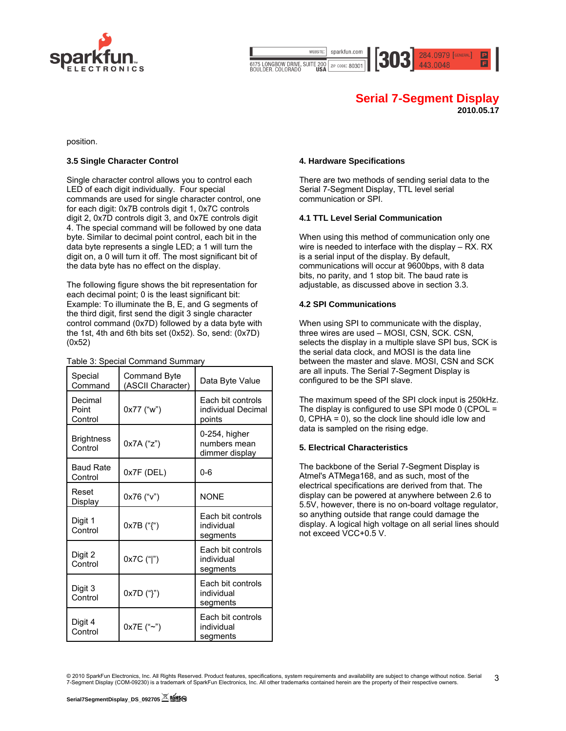position.

### 3.5 Single Character Control

Single character control allows you to control each LED of each digit individually. Four special commands are used for single character control, one for each digit: 0x7B controls digit 1, 0x7C controls digit 2, 0x7D controls digit 3, and 0x7E controls digit 4. The special command will be followed by one data byte. Similar to decimal point control, each bit in the data byte represents a single LED; a 1 will turn the digit on, a 0 will turn it off. The most significant bit of the data byte has no effect on the display.

The following figure shows the bit representation for each decimal point; 0 is the least significant bit: Example: To illuminate the B, E, and G segments of the third digit, first send the digit 3 single character control command (0x7D) followed by a data byte with the 1st, 4th and 6th bits set (0x52). So, send: (0x7D) (0x52)

Table 3: Special Command Summary

| Special Command | Command Byte (ASCII Character) | Data Byte Value |
|---|---|---|
| Decimal Point Control | 0x77 (“w”) | Each bit controls individual Decimal points |
| Brightness Control | 0x7A (“z”) | 0-254, higher numbers mean dimmer display |
| Baud Rate Control | 0x7F (DEL) | 0-6 |
| Reset Display | 0x76 (“v”) | NONE |
| Digit 1 Control | 0x7B (“{“) | Each bit controls individual segments |
| Digit 2 Control | 0x7C (“\|”) | Each bit controls individual segments |
| Digit 3 Control | 0x7D (“}”) | Each bit controls individual segments |
| Digit 4 Control | 0x7E (“~”) | Each bit controls individual segments |

## 4. Hardware Specifications

There are two methods of sending serial data to the Serial 7-Segment Display, TTL level serial communication or SPI.

### 4.1 TTL Level Serial Communication

When using this method of communication only one wire is needed to interface with the display – RX. RX is a serial input of the display. By default, communications will occur at 9600bps, with 8 data bits, no parity, and 1 stop bit. The baud rate is adjustable, as discussed above in section 3.3.

### 4.2 SPI Communications

When using SPI to communicate with the display, three wires are used – MOSI, CSN, SCK. CSN, selects the display in a multiple slave SPI bus, SCK is the serial data clock, and MOSI is the data line between the master and slave. MOSI, CSN and SCK are all inputs. The Serial 7-Segment Display is configured to be the SPI slave.

The maximum speed of the SPI clock input is 250kHz. The display is configured to use SPI mode 0 (CPOL = 0, CPHA = 0), so the clock line should idle low and data is sampled on the rising edge.

## 5. Electrical Characteristics

The backbone of the Serial 7-Segment Display is Atmel's ATMega168, and as such, most of the electrical specifications are derived from that. The display can be powered at anywhere between 2.6 to 5.5V, however, there is no on-board voltage regulator, so anything outside that range could damage the display. A logical high voltage on all serial lines should not exceed VCC+0.5 V.